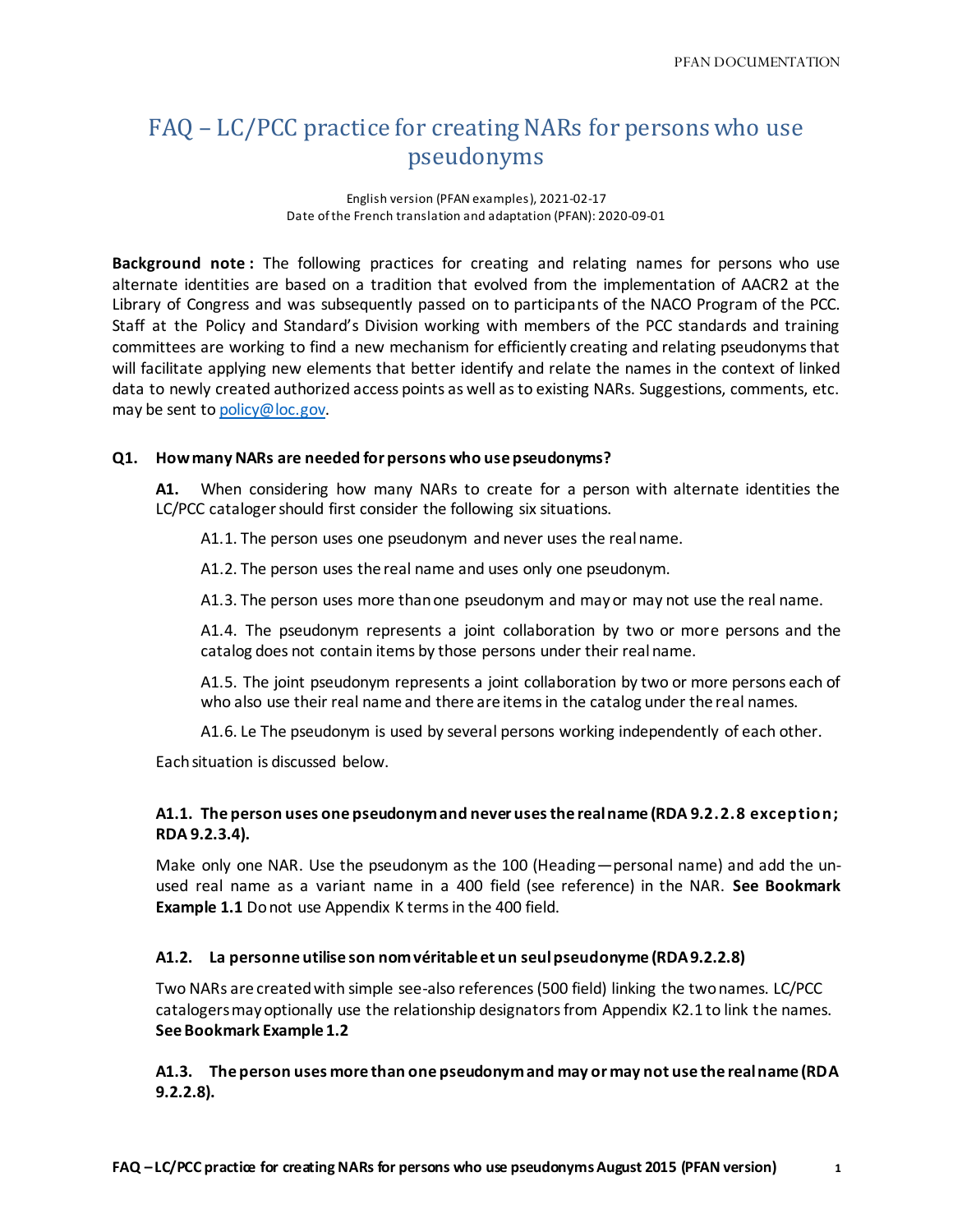# FAQ – LC/PCC practice for creating NARs for persons who use pseudonyms

English version (PFAN examples), 2021-02-17
Date of the French translation and adaptation (PFAN): 2020-09-01

**Background note :** The following practices for creating and relating names for persons who use alternate identities are based on a tradition that evolved from the implementation of AACR2 at the Library of Congress and was subsequently passed on to participants of the NACO Program of the PCC. Staff at the Policy and Standard's Division working with members of the PCC standards and training committees are working to find a new mechanism for efficiently creating and relating pseudonyms that will facilitate applying new elements that better identify and relate the names in the context of linked data to newly created authorized access points as well as to existing NARs. Suggestions, comments, etc. may be sent to policy@loc.gov.

**Q1. How many NARs are needed for persons who use pseudonyms?**

**A1.** When considering how many NARs to create for a person with alternate identities the LC/PCC cataloger should first consider the following six situations.

A1.1. The person uses one pseudonym and never uses the real name.

A1.2. The person uses the real name and uses only one pseudonym.

A1.3. The person uses more than one pseudonym and may or may not use the real name.

A1.4. The pseudonym represents a joint collaboration by two or more persons and the catalog does not contain items by those persons under their real name.

A1.5. The joint pseudonym represents a joint collaboration by two or more persons each of who also use their real name and there are items in the catalog under the real names.

A1.6. Le The pseudonym is used by several persons working independently of each other.

Each situation is discussed below.

**A1.1. The person uses one pseudonym and never uses the real name (RDA 9.2.2.8 exception; RDA 9.2.3.4).**

Make only one NAR. Use the pseudonym as the 100 (Heading—personal name) and add the un-used real name as a variant name in a 400 field (see reference) in the NAR. **See Bookmark Example 1.1** Do not use Appendix K terms in the 400 field.

**A1.2. La personne utilise son nom véritable et un seul pseudonyme (RDA 9.2.2.8)**

Two NARs are created with simple see-also references (500 field) linking the two names. LC/PCC catalogers may optionally use the relationship designators from Appendix K2.1 to link the names. **See Bookmark Example 1.2**

**A1.3. The person uses more than one pseudonym and may or may not use the real name (RDA 9.2.2.8).**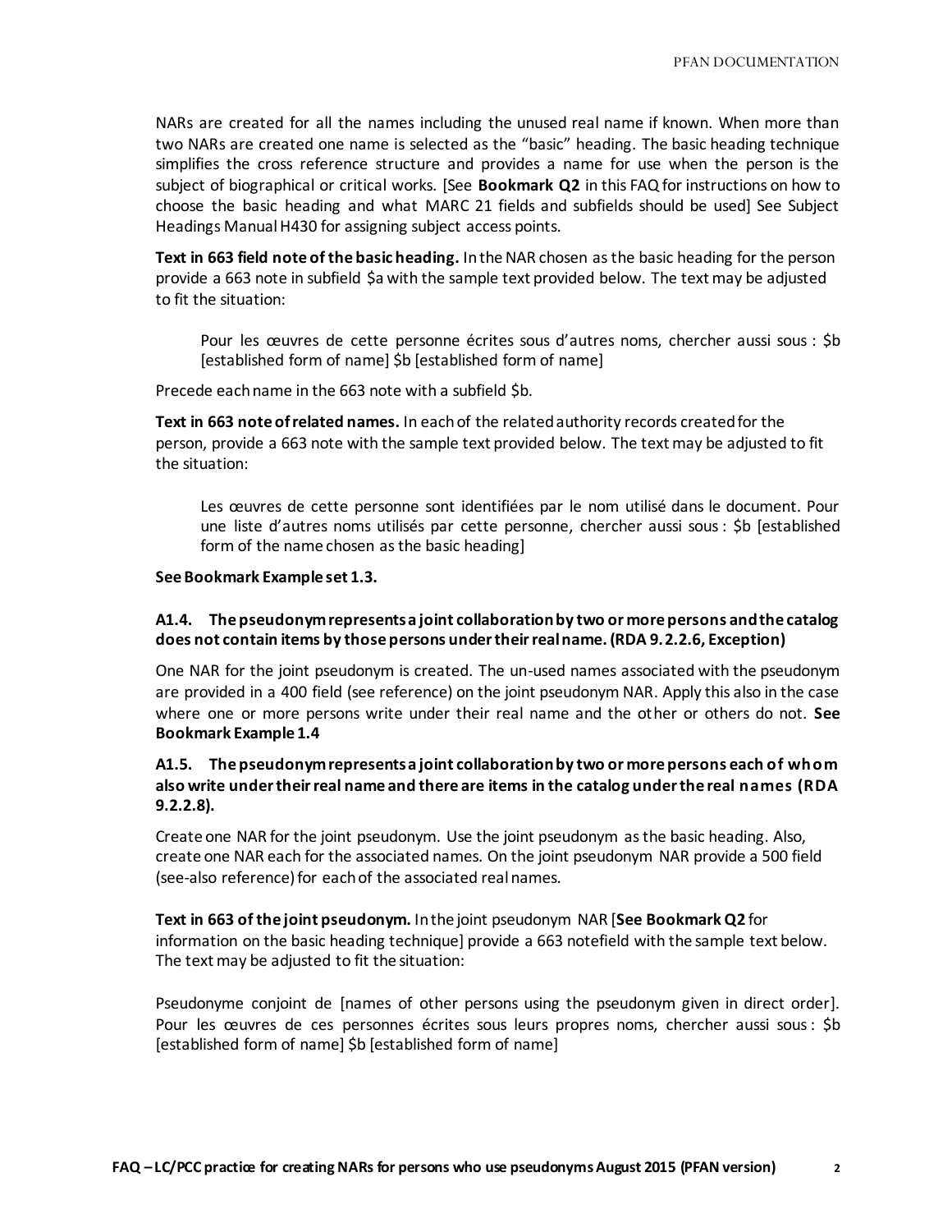NARs are created for all the names including the unused real name if known. When more than two NARs are created one name is selected as the "basic" heading. The basic heading technique simplifies the cross reference structure and provides a name for use when the person is the subject of biographical or critical works. [See **Bookmark Q2** in this FAQ for instructions on how to choose the basic heading and what MARC 21 fields and subfields should be used] See Subject Headings Manual H430 for assigning subject access points.

**Text in 663 field note of the basic heading.** In the NAR chosen as the basic heading for the person provide a 663 note in subfield $a with the sample text provided below. The text may be adjusted to fit the situation:

> Pour les œuvres de cette personne écrites sous d'autres noms, chercher aussi sous : $b [established form of name] $b [established form of name]

Precede each name in the 663 note with a subfield $b.

**Text in 663 note of related names.** In each of the related authority records created for the person, provide a 663 note with the sample text provided below. The text may be adjusted to fit the situation:

> Les œuvres de cette personne sont identifiées par le nom utilisé dans le document. Pour une liste d'autres noms utilisés par cette personne, chercher aussi sous : $b [established form of the name chosen as the basic heading]

**See Bookmark Example set 1.3.**

### A1.4. The pseudonym represents a joint collaboration by two or more persons and the catalog does not contain items by those persons under their real name. (RDA 9.2.2.6, Exception)

One NAR for the joint pseudonym is created. The un-used names associated with the pseudonym are provided in a 400 field (see reference) on the joint pseudonym NAR. Apply this also in the case where one or more persons write under their real name and the other or others do not. **See Bookmark Example 1.4**

### A1.5. The pseudonym represents a joint collaboration by two or more persons each of whom also write under their real name and there are items in the catalog under the real names (RDA 9.2.2.8).

Create one NAR for the joint pseudonym. Use the joint pseudonym as the basic heading. Also, create one NAR each for the associated names. On the joint pseudonym NAR provide a 500 field (see-also reference) for each of the associated real names.

**Text in 663 of the joint pseudonym.** In the joint pseudonym NAR [**See Bookmark Q2** for information on the basic heading technique] provide a 663 notefield with the sample text below. The text may be adjusted to fit the situation:

Pseudonyme conjoint de [names of other persons using the pseudonym given in direct order]. Pour les œuvres de ces personnes écrites sous leurs propres noms, chercher aussi sous : $b [established form of name] $b [established form of name]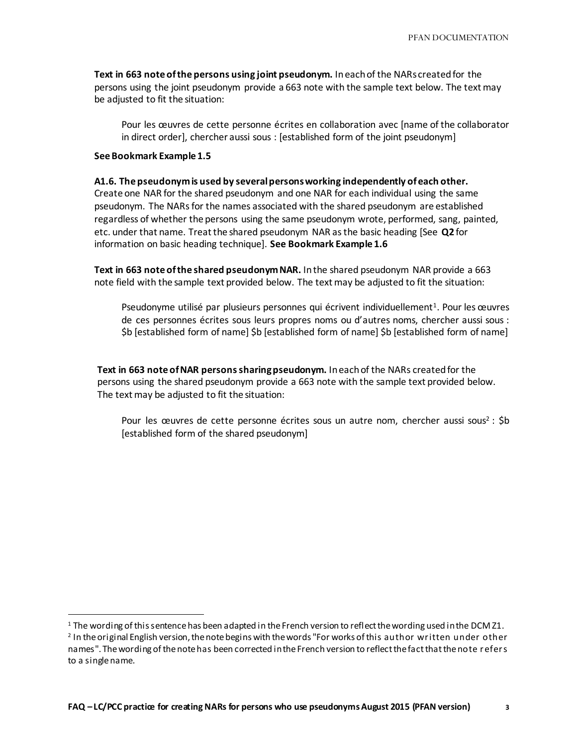**Text in 663 note of the persons using joint pseudonym.** In each of the NARs created for the persons using the joint pseudonym provide a 663 note with the sample text below. The text may be adjusted to fit the situation:

> Pour les œuvres de cette personne écrites en collaboration avec [name of the collaborator in direct order], chercher aussi sous : [established form of the joint pseudonym]

**See Bookmark Example 1.5**

**A1.6. The pseudonym is used by several persons working independently of each other.** Create one NAR for the shared pseudonym and one NAR for each individual using the same pseudonym. The NARs for the names associated with the shared pseudonym are established regardless of whether the persons using the same pseudonym wrote, performed, sang, painted, etc. under that name. Treat the shared pseudonym NAR as the basic heading [See **Q2** for information on basic heading technique]. **See Bookmark Example 1.6**

**Text in 663 note of the shared pseudonym NAR.** In the shared pseudonym NAR provide a 663 note field with the sample text provided below. The text may be adjusted to fit the situation:

> Pseudonyme utilisé par plusieurs personnes qui écrivent individuellement[1]. Pour les œuvres de ces personnes écrites sous leurs propres noms ou d'autres noms, chercher aussi sous : $b [established form of name] $b [established form of name] $b [established form of name]

**Text in 663 note of NAR persons sharing pseudonym.** In each of the NARs created for the persons using the shared pseudonym provide a 663 note with the sample text provided below. The text may be adjusted to fit the situation:

> Pour les œuvres de cette personne écrites sous un autre nom, chercher aussi sous[2] : $b [established form of the shared pseudonym]

---

[1] The wording of this sentence has been adapted in the French version to reflect the wording used in the DCM Z1.

[2] In the original English version, the note begins with the words "For works of this author written under other names". The wording of the note has been corrected in the French version to reflect the fact that the note refers to a single name.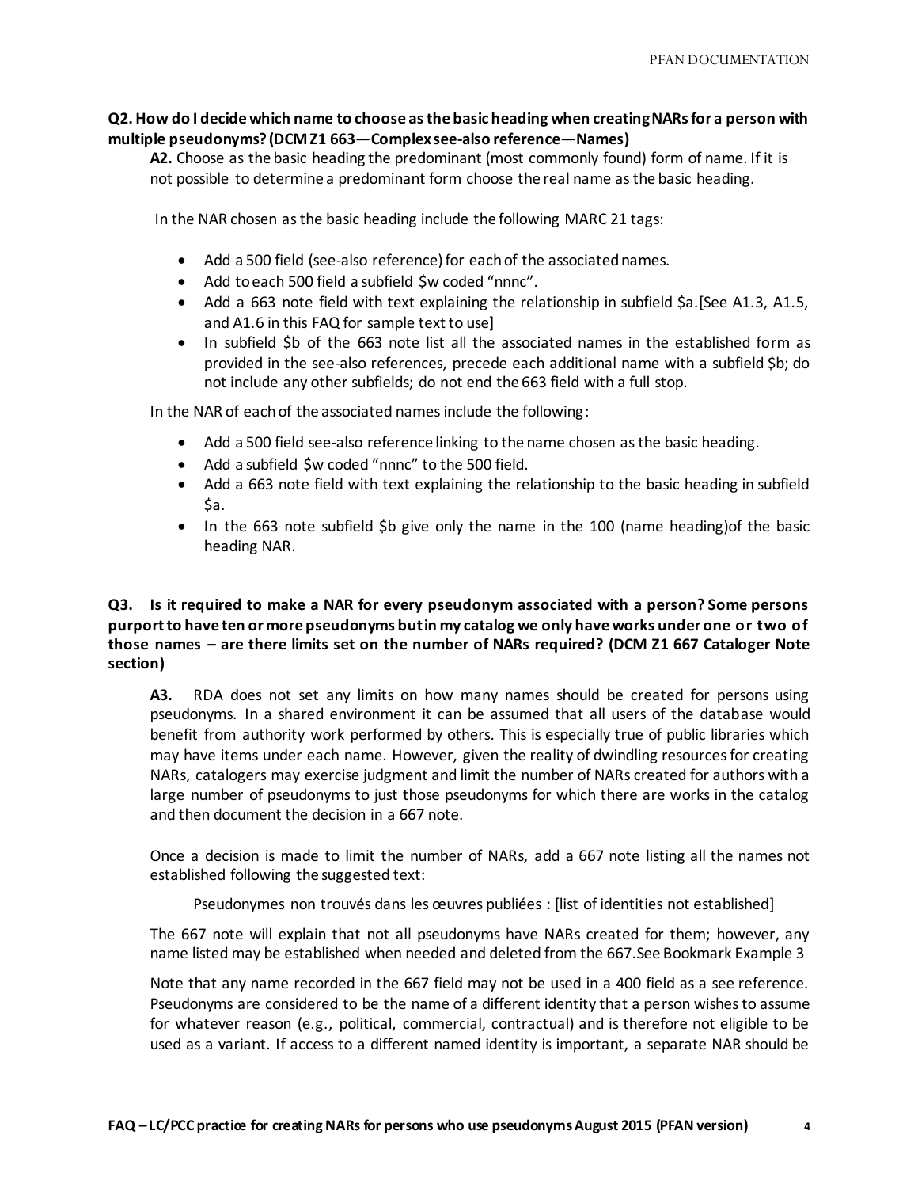**Q2. How do I decide which name to choose as the basic heading when creating NARs for a person with multiple pseudonyms? (DCM Z1 663—Complex see-also reference—Names)**

**A2.** Choose as the basic heading the predominant (most commonly found) form of name. If it is not possible to determine a predominant form choose the real name as the basic heading.

In the NAR chosen as the basic heading include the following MARC 21 tags:

- Add a 500 field (see-also reference) for each of the associated names.
- Add to each 500 field a subfield $w coded "nnnc".
- Add a 663 note field with text explaining the relationship in subfield $a.[See A1.3, A1.5, and A1.6 in this FAQ for sample text to use]
- In subfield $b of the 663 note list all the associated names in the established form as provided in the see-also references, precede each additional name with a subfield $b; do not include any other subfields; do not end the 663 field with a full stop.

In the NAR of each of the associated names include the following:

- Add a 500 field see-also reference linking to the name chosen as the basic heading.
- Add a subfield $w coded "nnnc" to the 500 field.
- Add a 663 note field with text explaining the relationship to the basic heading in subfield $a.
- In the 663 note subfield $b give only the name in the 100 (name heading)of the basic heading NAR.

**Q3. Is it required to make a NAR for every pseudonym associated with a person? Some persons purport to have ten or more pseudonyms but in my catalog we only have works under one or two of those names – are there limits set on the number of NARs required? (DCM Z1 667 Cataloger Note section)**

**A3.** RDA does not set any limits on how many names should be created for persons using pseudonyms. In a shared environment it can be assumed that all users of the database would benefit from authority work performed by others. This is especially true of public libraries which may have items under each name. However, given the reality of dwindling resources for creating NARs, catalogers may exercise judgment and limit the number of NARs created for authors with a large number of pseudonyms to just those pseudonyms for which there are works in the catalog and then document the decision in a 667 note.

Once a decision is made to limit the number of NARs, add a 667 note listing all the names not established following the suggested text:

> Pseudonymes non trouvés dans les œuvres publiées : [list of identities not established]

The 667 note will explain that not all pseudonyms have NARs created for them; however, any name listed may be established when needed and deleted from the 667.See Bookmark Example 3

Note that any name recorded in the 667 field may not be used in a 400 field as a see reference. Pseudonyms are considered to be the name of a different identity that a person wishes to assume for whatever reason (e.g., political, commercial, contractual) and is therefore not eligible to be used as a variant. If access to a different named identity is important, a separate NAR should be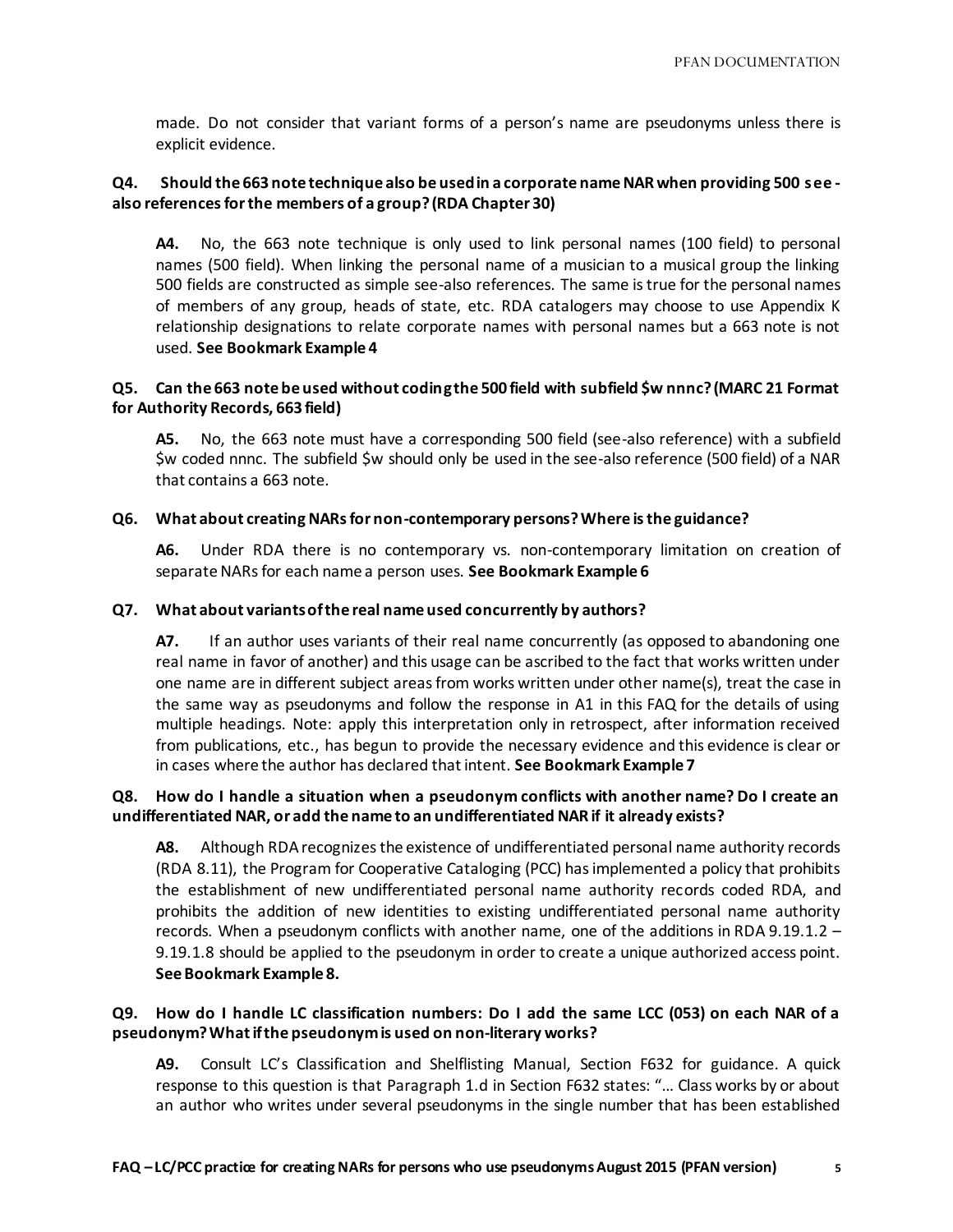made. Do not consider that variant forms of a person's name are pseudonyms unless there is explicit evidence.

**Q4. Should the 663 note technique also be used in a corporate name NAR when providing 500 see-also references for the members of a group? (RDA Chapter 30)**

**A4.** No, the 663 note technique is only used to link personal names (100 field) to personal names (500 field). When linking the personal name of a musician to a musical group the linking 500 fields are constructed as simple see-also references. The same is true for the personal names of members of any group, heads of state, etc. RDA catalogers may choose to use Appendix K relationship designations to relate corporate names with personal names but a 663 note is not used. **See Bookmark Example 4**

**Q5. Can the 663 note be used without coding the 500 field with subfield $w nnnc? (MARC 21 Format for Authority Records, 663 field)**

**A5.** No, the 663 note must have a corresponding 500 field (see-also reference) with a subfield $w coded nnnc. The subfield $w should only be used in the see-also reference (500 field) of a NAR that contains a 663 note.

**Q6. What about creating NARs for non-contemporary persons? Where is the guidance?**

**A6.** Under RDA there is no contemporary vs. non-contemporary limitation on creation of separate NARs for each name a person uses. **See Bookmark Example 6**

**Q7. What about variants of the real name used concurrently by authors?**

**A7.** If an author uses variants of their real name concurrently (as opposed to abandoning one real name in favor of another) and this usage can be ascribed to the fact that works written under one name are in different subject areas from works written under other name(s), treat the case in the same way as pseudonyms and follow the response in A1 in this FAQ for the details of using multiple headings. Note: apply this interpretation only in retrospect, after information received from publications, etc., has begun to provide the necessary evidence and this evidence is clear or in cases where the author has declared that intent. **See Bookmark Example 7**

**Q8. How do I handle a situation when a pseudonym conflicts with another name? Do I create an undifferentiated NAR, or add the name to an undifferentiated NAR if it already exists?**

**A8.** Although RDA recognizes the existence of undifferentiated personal name authority records (RDA 8.11), the Program for Cooperative Cataloging (PCC) has implemented a policy that prohibits the establishment of new undifferentiated personal name authority records coded RDA, and prohibits the addition of new identities to existing undifferentiated personal name authority records. When a pseudonym conflicts with another name, one of the additions in RDA 9.19.1.2 – 9.19.1.8 should be applied to the pseudonym in order to create a unique authorized access point. **See Bookmark Example 8.**

**Q9. How do I handle LC classification numbers: Do I add the same LCC (053) on each NAR of a pseudonym? What if the pseudonym is used on non-literary works?**

**A9.** Consult LC's Classification and Shelflisting Manual, Section F632 for guidance. A quick response to this question is that Paragraph 1.d in Section F632 states: "… Class works by or about an author who writes under several pseudonyms in the single number that has been established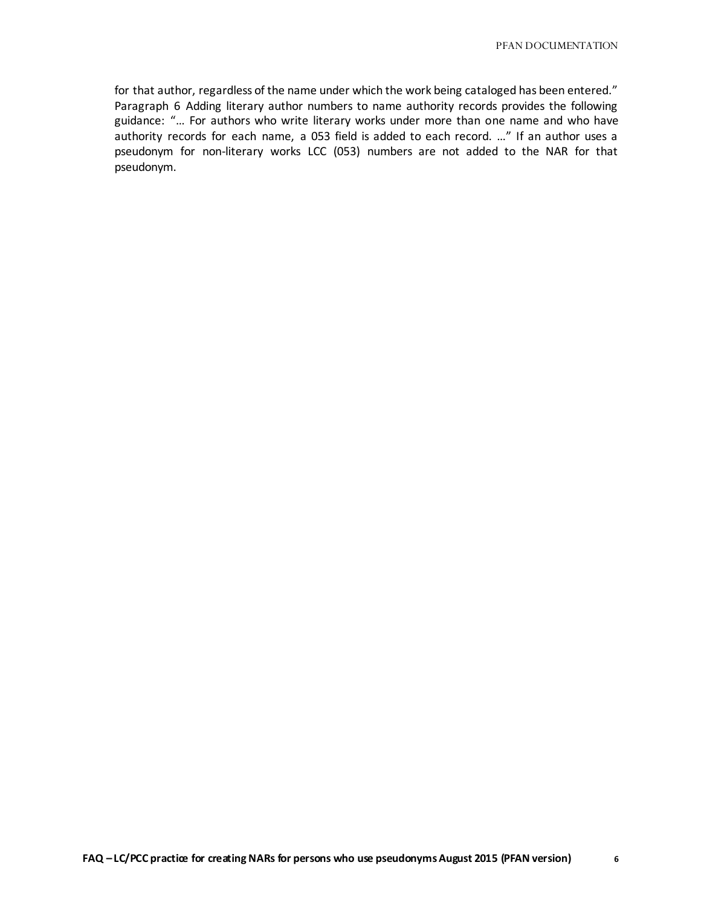for that author, regardless of the name under which the work being cataloged has been entered." Paragraph 6 Adding literary author numbers to name authority records provides the following guidance: "… For authors who write literary works under more than one name and who have authority records for each name, a 053 field is added to each record. …" If an author uses a pseudonym for non-literary works LCC (053) numbers are not added to the NAR for that pseudonym.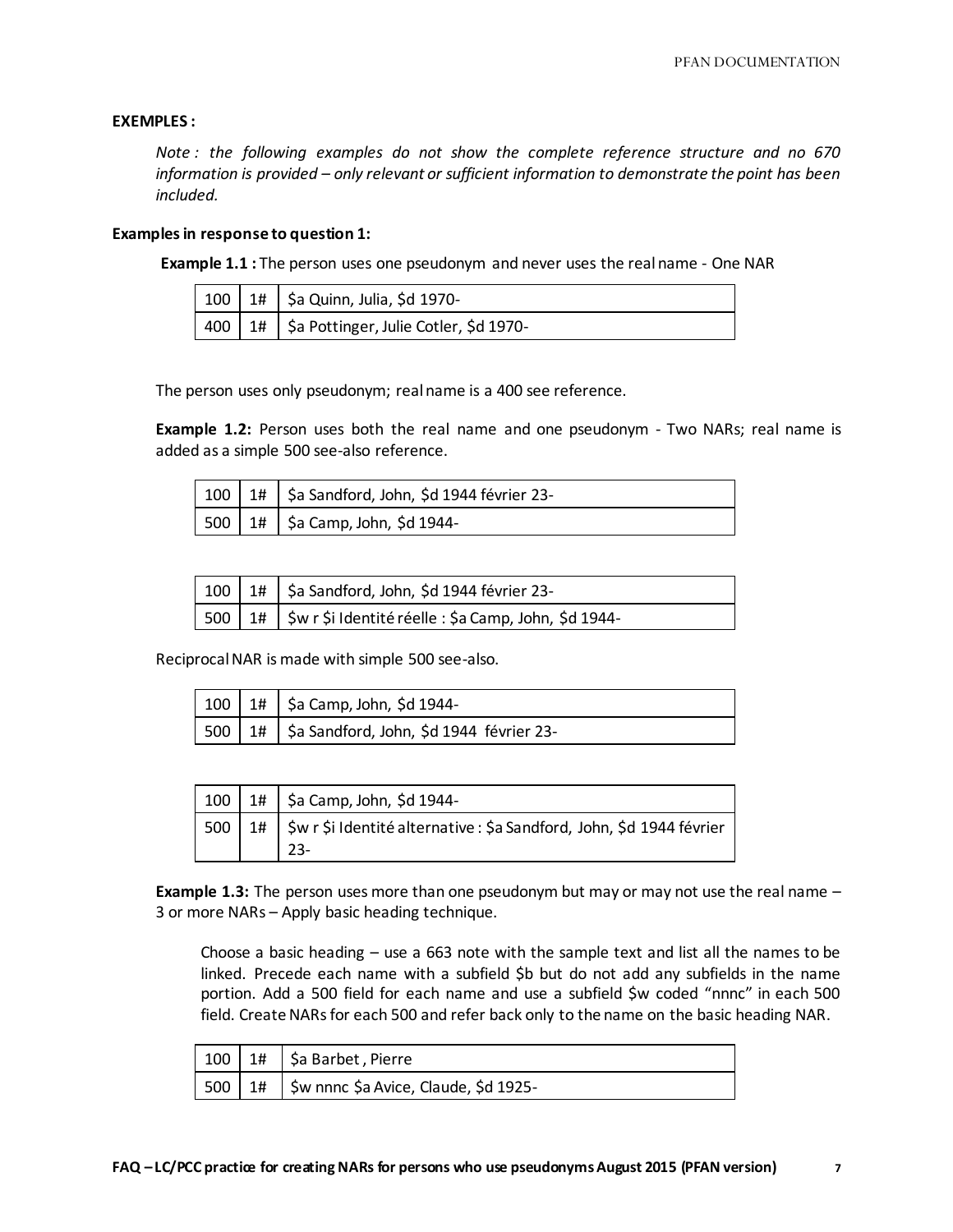**EXEMPLES :**

*Note : the following examples do not show the complete reference structure and no 670 information is provided – only relevant or sufficient information to demonstrate the point has been included.*

**Examples in response to question 1:**

**Example 1.1 :** The person uses one pseudonym and never uses the real name - One NAR

| | | |
|---|---|---|
| 100 | 1# | $a Quinn, Julia, $d 1970- |
| 400 | 1# | $a Pottinger, Julie Cotler, $d 1970- |

The person uses only pseudonym; real name is a 400 see reference.

**Example 1.2:** Person uses both the real name and one pseudonym - Two NARs; real name is added as a simple 500 see-also reference.

| | | |
|---|---|---|
| 100 | 1# | $a Sandford, John, $d 1944 février 23- |
| 500 | 1# | $a Camp, John, $d 1944- |

| | | |
|---|---|---|
| 100 | 1# | $a Sandford, John, $d 1944 février 23- |
| 500 | 1# | $w r $i Identité réelle : $a Camp, John, $d 1944- |

Reciprocal NAR is made with simple 500 see-also.

| | | |
|---|---|---|
| 100 | 1# | $a Camp, John, $d 1944- |
| 500 | 1# | $a Sandford, John, $d 1944 février 23- |

| | | |
|---|---|---|
| 100 | 1# | $a Camp, John, $d 1944- |
| 500 | 1# | $w r $i Identité alternative : $a Sandford, John, $d 1944 février 23- |

**Example 1.3:** The person uses more than one pseudonym but may or may not use the real name – 3 or more NARs – Apply basic heading technique.

Choose a basic heading – use a 663 note with the sample text and list all the names to be linked. Precede each name with a subfield $b but do not add any subfields in the name portion. Add a 500 field for each name and use a subfield $w coded "nnnc" in each 500 field. Create NARs for each 500 and refer back only to the name on the basic heading NAR.

| | | |
|---|---|---|
| 100 | 1# | $a Barbet , Pierre |
| 500 | 1# | $w nnnc $a Avice, Claude, $d 1925- |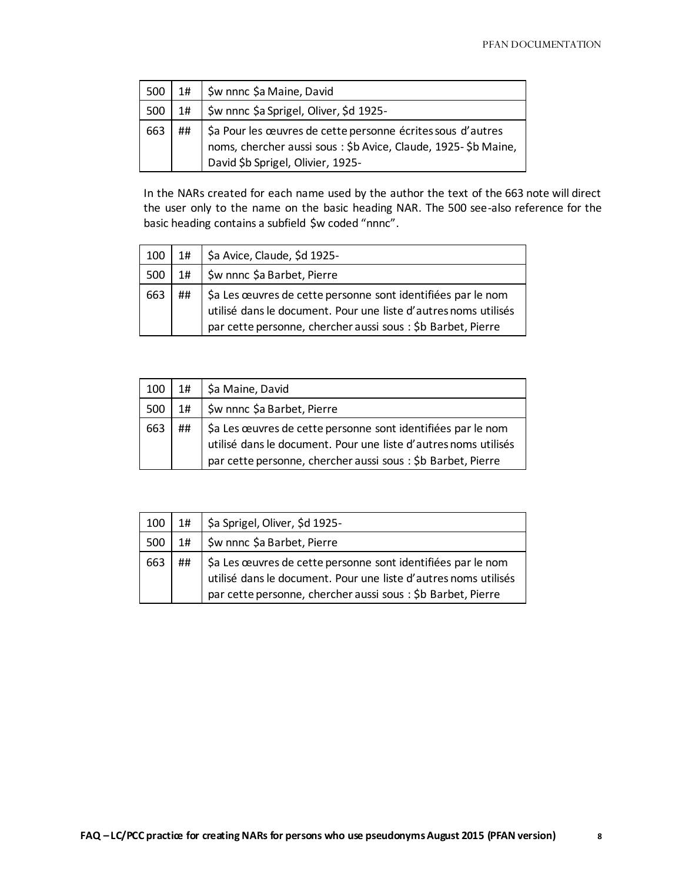| 500 | 1# | $w nnnc $a Maine, David |
|---|---|---|
| 500 | 1# | $w nnnc $a Sprigel, Oliver, $d 1925- |
| 663 | ## | $a Pour les œuvres de cette personne écrites sous d'autres noms, chercher aussi sous : $b Avice, Claude, 1925- $b Maine, David $b Sprigel, Olivier, 1925- |

In the NARs created for each name used by the author the text of the 663 note will direct the user only to the name on the basic heading NAR. The 500 see-also reference for the basic heading contains a subfield $w coded "nnnc".

| 100 | 1# | $a Avice, Claude, $d 1925- |
|---|---|---|
| 500 | 1# | $w nnnc $a Barbet, Pierre |
| 663 | ## | $a Les œuvres de cette personne sont identifiées par le nom utilisé dans le document. Pour une liste d'autres noms utilisés par cette personne, chercher aussi sous : $b Barbet, Pierre |

| 100 | 1# | $a Maine, David |
|---|---|---|
| 500 | 1# | $w nnnc $a Barbet, Pierre |
| 663 | ## | $a Les œuvres de cette personne sont identifiées par le nom utilisé dans le document. Pour une liste d'autres noms utilisés par cette personne, chercher aussi sous : $b Barbet, Pierre |

| 100 | 1# | $a Sprigel, Oliver, $d 1925- |
|---|---|---|
| 500 | 1# | $w nnnc $a Barbet, Pierre |
| 663 | ## | $a Les œuvres de cette personne sont identifiées par le nom utilisé dans le document. Pour une liste d'autres noms utilisés par cette personne, chercher aussi sous : $b Barbet, Pierre |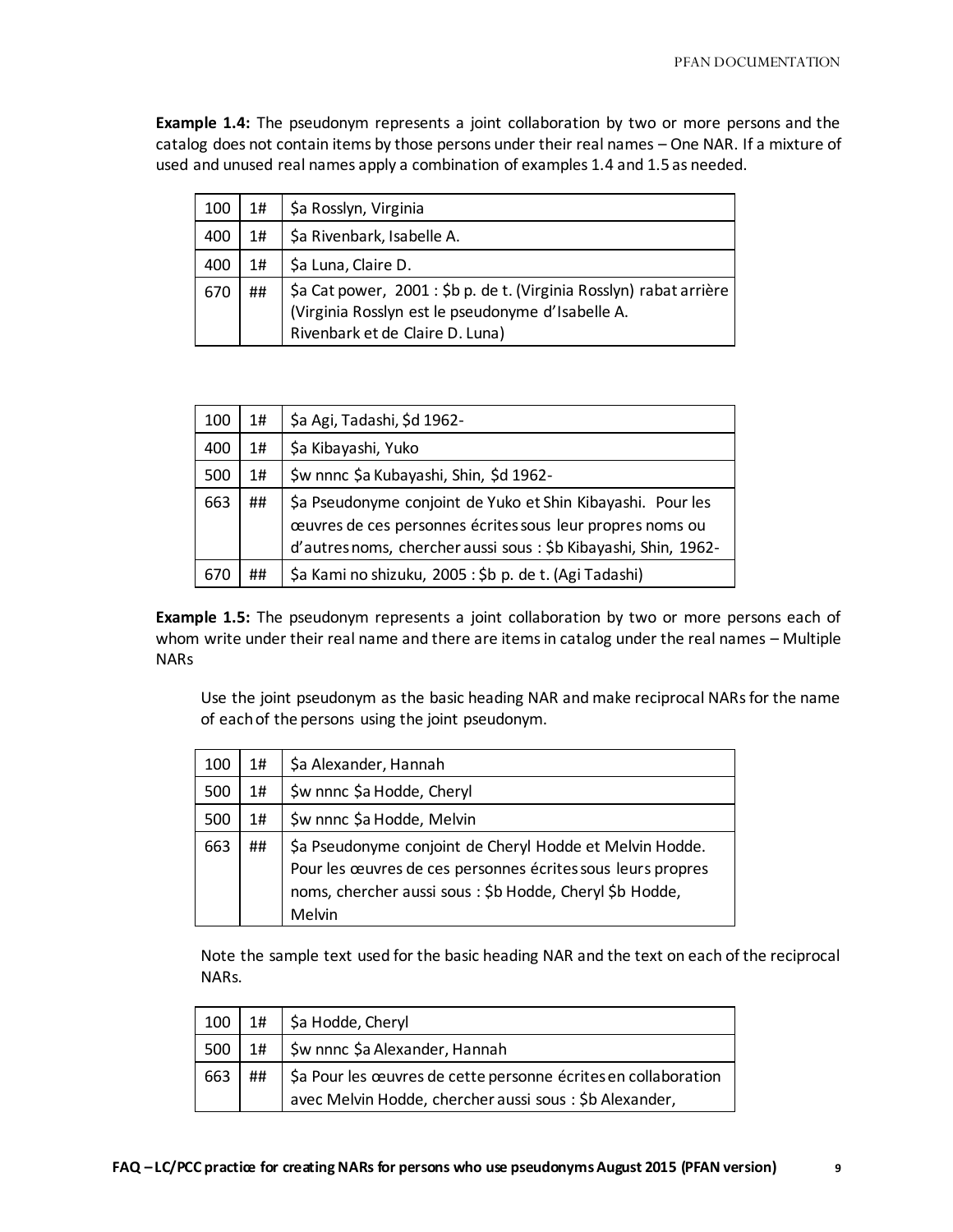**Example 1.4:** The pseudonym represents a joint collaboration by two or more persons and the catalog does not contain items by those persons under their real names – One NAR. If a mixture of used and unused real names apply a combination of examples 1.4 and 1.5 as needed.

| | | |
|---|---|---|
| 100 | 1# | $a Rosslyn, Virginia |
| 400 | 1# | $a Rivenbark, Isabelle A. |
| 400 | 1# | $a Luna, Claire D. |
| 670 | ## | $a Cat power, 2001 : $b p. de t. (Virginia Rosslyn) rabat arrière (Virginia Rosslyn est le pseudonyme d'Isabelle A. Rivenbark et de Claire D. Luna) |

| | | |
|---|---|---|
| 100 | 1# | $a Agi, Tadashi, $d 1962- |
| 400 | 1# | $a Kibayashi, Yuko |
| 500 | 1# | $w nnnc $a Kubayashi, Shin, $d 1962- |
| 663 | ## | $a Pseudonyme conjoint de Yuko et Shin Kibayashi. Pour les œuvres de ces personnes écrites sous leur propres noms ou d'autres noms, chercher aussi sous : $b Kibayashi, Shin, 1962- |
| 670 | ## | $a Kami no shizuku, 2005 : $b p. de t. (Agi Tadashi) |

**Example 1.5:** The pseudonym represents a joint collaboration by two or more persons each of whom write under their real name and there are items in catalog under the real names – Multiple NARs

Use the joint pseudonym as the basic heading NAR and make reciprocal NARs for the name of each of the persons using the joint pseudonym.

| | | |
|---|---|---|
| 100 | 1# | $a Alexander, Hannah |
| 500 | 1# | $w nnnc $a Hodde, Cheryl |
| 500 | 1# | $w nnnc $a Hodde, Melvin |
| 663 | ## | $a Pseudonyme conjoint de Cheryl Hodde et Melvin Hodde. Pour les œuvres de ces personnes écrites sous leurs propres noms, chercher aussi sous : $b Hodde, Cheryl $b Hodde, Melvin |

Note the sample text used for the basic heading NAR and the text on each of the reciprocal NARs.

| | | |
|---|---|---|
| 100 | 1# | $a Hodde, Cheryl |
| 500 | 1# | $w nnnc $a Alexander, Hannah |
| 663 | ## | $a Pour les œuvres de cette personne écrites en collaboration avec Melvin Hodde, chercher aussi sous : $b Alexander, |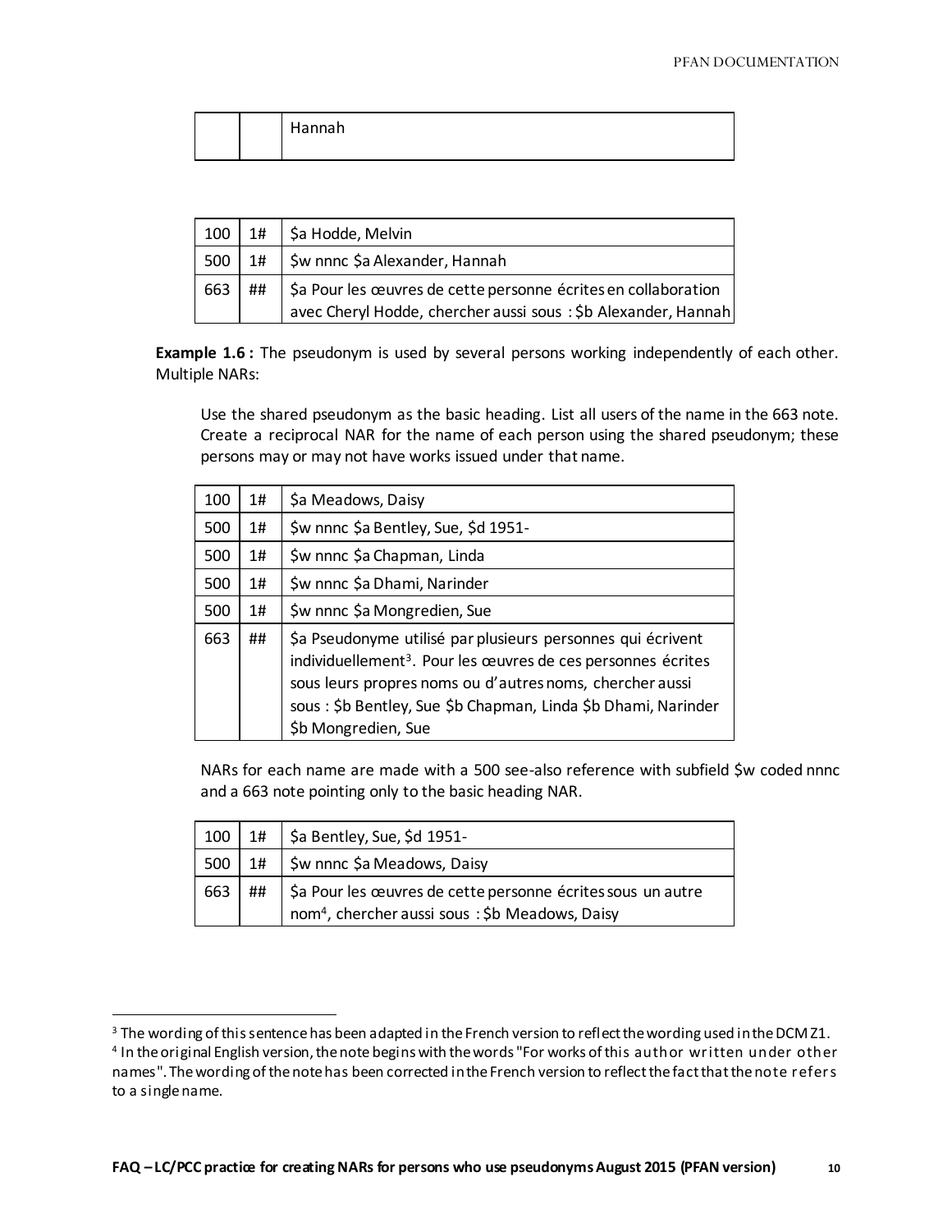| | | Hannah |
|---|---|---|

| | | |
|---|---|---|
| 100 | 1# | $a Hodde, Melvin |
| 500 | 1# | $w nnnc $a Alexander, Hannah |
| 663 | ## | $a Pour les œuvres de cette personne écrites en collaboration avec Cheryl Hodde, chercher aussi sous : $b Alexander, Hannah |

**Example 1.6 :** The pseudonym is used by several persons working independently of each other. Multiple NARs:

> Use the shared pseudonym as the basic heading. List all users of the name in the 663 note. Create a reciprocal NAR for the name of each person using the shared pseudonym; these persons may or may not have works issued under that name.

| | | |
|---|---|---|
| 100 | 1# | $a Meadows, Daisy |
| 500 | 1# | $w nnnc $a Bentley, Sue, $d 1951- |
| 500 | 1# | $w nnnc $a Chapman, Linda |
| 500 | 1# | $w nnnc $a Dhami, Narinder |
| 500 | 1# | $w nnnc $a Mongredien, Sue |
| 663 | ## | $a Pseudonyme utilisé par plusieurs personnes qui écrivent individuellement[3]. Pour les œuvres de ces personnes écrites sous leurs propres noms ou d'autres noms, chercher aussi sous : $b Bentley, Sue $b Chapman, Linda $b Dhami, Narinder $b Mongredien, Sue |

> NARs for each name are made with a 500 see-also reference with subfield $w coded nnnc and a 663 note pointing only to the basic heading NAR.

| | | |
|---|---|---|
| 100 | 1# | $a Bentley, Sue, $d 1951- |
| 500 | 1# | $w nnnc $a Meadows, Daisy |
| 663 | ## | $a Pour les œuvres de cette personne écrites sous un autre nom[4], chercher aussi sous : $b Meadows, Daisy |

[3] The wording of this sentence has been adapted in the French version to reflect the wording used in the DCM Z1.

[4] In the original English version, the note begins with the words "For works of this author written under other names". The wording of the note has been corrected in the French version to reflect the fact that the note refers to a single name.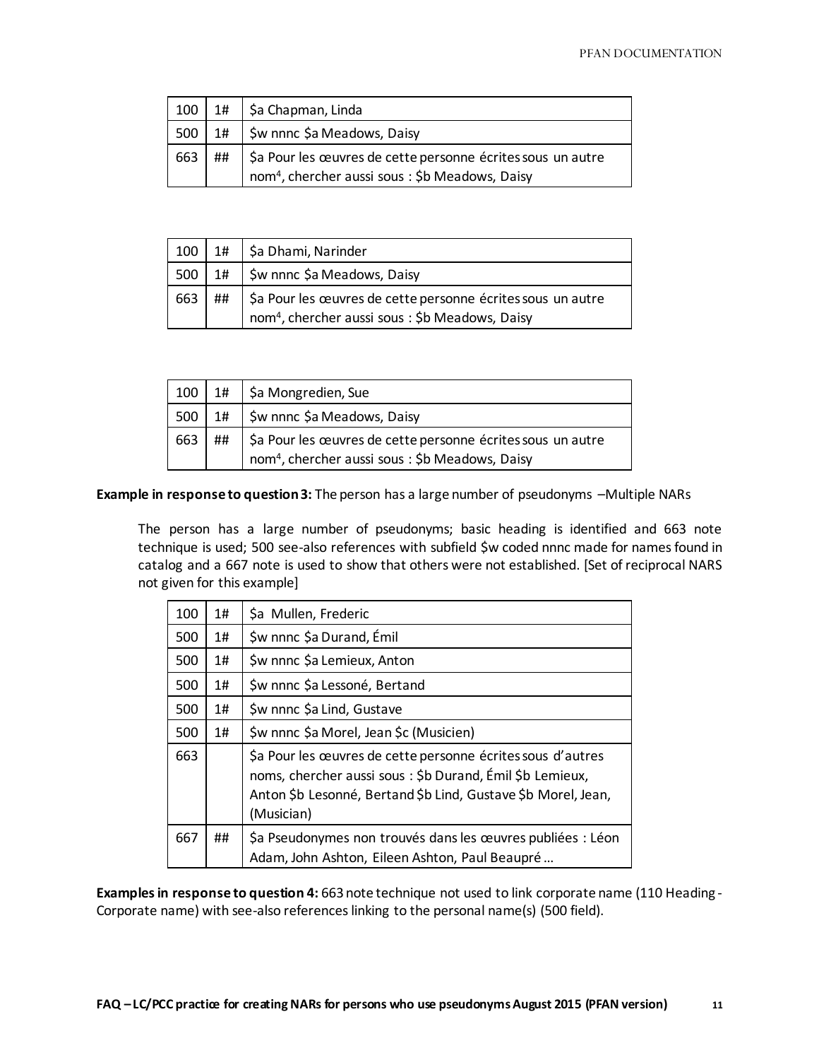| 100 | 1# | $a Chapman, Linda |
|---|---|---|
| 500 | 1# | $w nnnc $a Meadows, Daisy |
| 663 | ## | $a Pour les œuvres de cette personne écrites sous un autre nom[4], chercher aussi sous : $b Meadows, Daisy |

| 100 | 1# | $a Dhami, Narinder |
|---|---|---|
| 500 | 1# | $w nnnc $a Meadows, Daisy |
| 663 | ## | $a Pour les œuvres de cette personne écrites sous un autre nom[4], chercher aussi sous : $b Meadows, Daisy |

| 100 | 1# | $a Mongredien, Sue |
|---|---|---|
| 500 | 1# | $w nnnc $a Meadows, Daisy |
| 663 | ## | $a Pour les œuvres de cette personne écrites sous un autre nom[4], chercher aussi sous : $b Meadows, Daisy |

**Example in response to question 3:** The person has a large number of pseudonyms –Multiple NARs

The person has a large number of pseudonyms; basic heading is identified and 663 note technique is used; 500 see-also references with subfield $w coded nnnc made for names found in catalog and a 667 note is used to show that others were not established. [Set of reciprocal NARS not given for this example]

| 100 | 1# | $a Mullen, Frederic |
|---|---|---|
| 500 | 1# | $w nnnc $a Durand, Émil |
| 500 | 1# | $w nnnc $a Lemieux, Anton |
| 500 | 1# | $w nnnc $a Lessoné, Bertand |
| 500 | 1# | $w nnnc $a Lind, Gustave |
| 500 | 1# | $w nnnc $a Morel, Jean $c (Musicien) |
| 663 | | $a Pour les œuvres de cette personne écrites sous d'autres noms, chercher aussi sous : $b Durand, Émil $b Lemieux, Anton $b Lesonné, Bertand $b Lind, Gustave $b Morel, Jean, (Musician) |
| 667 | ## | $a Pseudonymes non trouvés dans les œuvres publiées : Léon Adam, John Ashton, Eileen Ashton, Paul Beaupré … |

**Examples in response to question 4:** 663 note technique not used to link corporate name (110 Heading - Corporate name) with see-also references linking to the personal name(s) (500 field).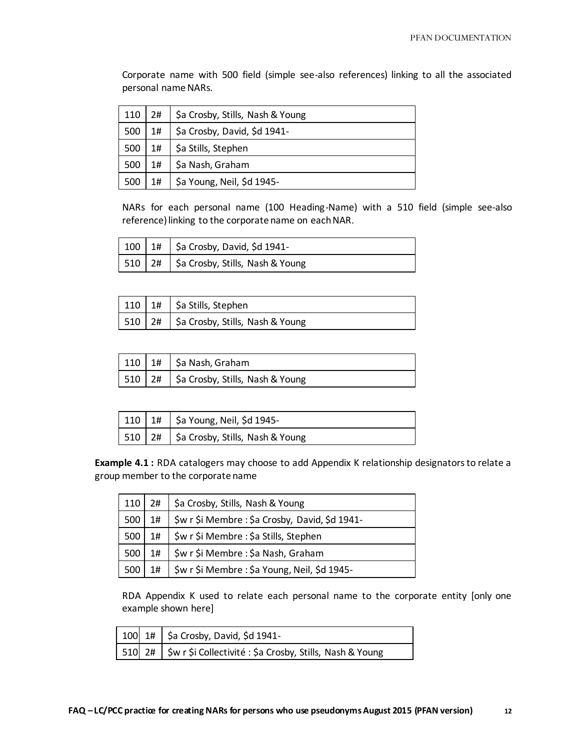Corporate name with 500 field (simple see-also references) linking to all the associated personal name NARs.

| | | |
|---|---|---|
| 110 | 2# | $a Crosby, Stills, Nash & Young |
| 500 | 1# | $a Crosby, David, $d 1941- |
| 500 | 1# | $a Stills, Stephen |
| 500 | 1# | $a Nash, Graham |
| 500 | 1# | $a Young, Neil, $d 1945- |

NARs for each personal name (100 Heading-Name) with a 510 field (simple see-also reference) linking to the corporate name on each NAR.

| | | |
|---|---|---|
| 100 | 1# | $a Crosby, David, $d 1941- |
| 510 | 2# | $a Crosby, Stills, Nash & Young |

| | | |
|---|---|---|
| 110 | 1# | $a Stills, Stephen |
| 510 | 2# | $a Crosby, Stills, Nash & Young |

| | | |
|---|---|---|
| 110 | 1# | $a Nash, Graham |
| 510 | 2# | $a Crosby, Stills, Nash & Young |

| | | |
|---|---|---|
| 110 | 1# | $a Young, Neil, $d 1945- |
| 510 | 2# | $a Crosby, Stills, Nash & Young |

**Example 4.1 :** RDA catalogers may choose to add Appendix K relationship designators to relate a group member to the corporate name

| | | |
|---|---|---|
| 110 | 2# | $a Crosby, Stills, Nash & Young |
| 500 | 1# | $w r $i Membre : $a Crosby, David, $d 1941- |
| 500 | 1# | $w r $i Membre : $a Stills, Stephen |
| 500 | 1# | $w r $i Membre : $a Nash, Graham |
| 500 | 1# | $w r $i Membre : $a Young, Neil, $d 1945- |

RDA Appendix K used to relate each personal name to the corporate entity [only one example shown here]

| | | |
|---|---|---|
| 100 | 1# | $a Crosby, David, $d 1941- |
| 510 | 2# | $w r $i Collectivité : $a Crosby, Stills, Nash & Young |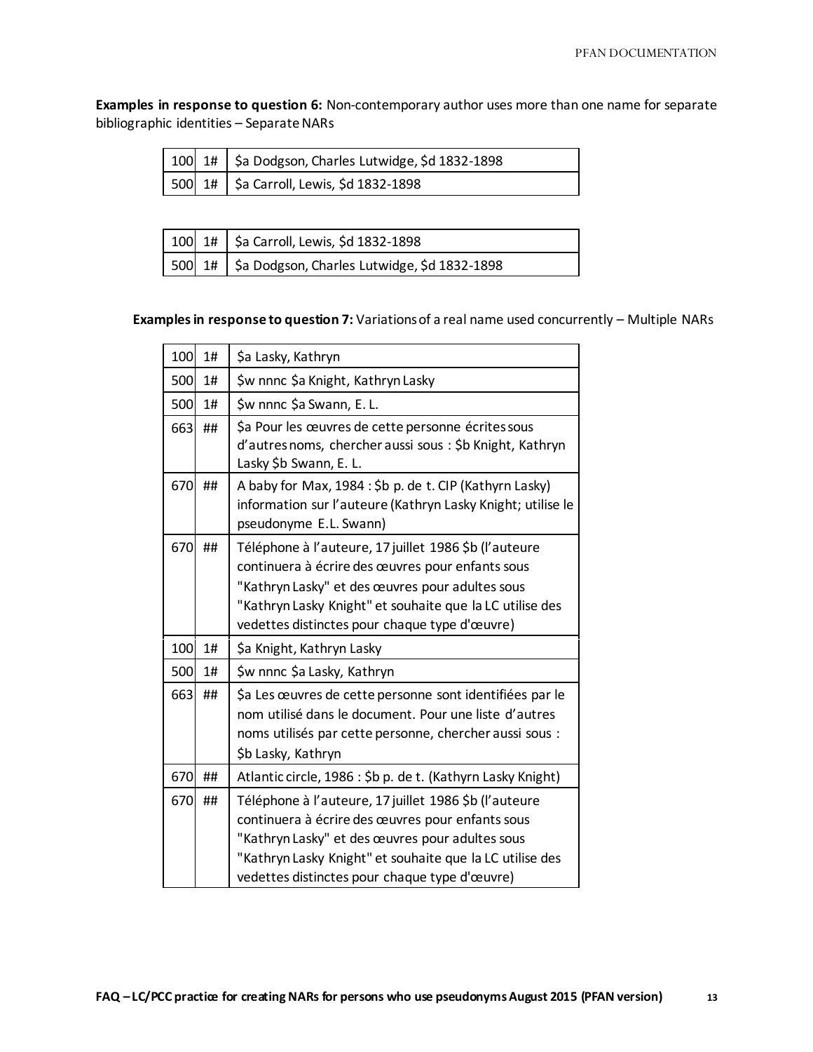**Examples in response to question 6:** Non-contemporary author uses more than one name for separate bibliographic identities – Separate NARs

| | | |
|---|---|---|
| 100 | 1# | $a Dodgson, Charles Lutwidge, $d 1832-1898 |
| 500 | 1# | $a Carroll, Lewis, $d 1832-1898 |

| | | |
|---|---|---|
| 100 | 1# | $a Carroll, Lewis, $d 1832-1898 |
| 500 | 1# | $a Dodgson, Charles Lutwidge, $d 1832-1898 |

**Examples in response to question 7:** Variations of a real name used concurrently – Multiple NARs

| | | |
|---|---|---|
| 100 | 1# | $a Lasky, Kathryn |
| 500 | 1# | $w nnnc $a Knight, Kathryn Lasky |
| 500 | 1# | $w nnnc $a Swann, E. L. |
| 663 | ## | $a Pour les œuvres de cette personne écrites sous d'autres noms, chercher aussi sous : $b Knight, Kathryn Lasky $b Swann, E. L. |
| 670 | ## | A baby for Max, 1984 : $b p. de t. CIP (Kathyrn Lasky) information sur l'auteure (Kathryn Lasky Knight; utilise le pseudonyme E.L. Swann) |
| 670 | ## | Téléphone à l'auteure, 17 juillet 1986 $b (l'auteure continuera à écrire des œuvres pour enfants sous "Kathryn Lasky" et des œuvres pour adultes sous "Kathryn Lasky Knight" et souhaite que la LC utilise des vedettes distinctes pour chaque type d'œuvre) |
| 100 | 1# | $a Knight, Kathryn Lasky |
| 500 | 1# | $w nnnc $a Lasky, Kathryn |
| 663 | ## | $a Les œuvres de cette personne sont identifiées par le nom utilisé dans le document. Pour une liste d'autres noms utilisés par cette personne, chercher aussi sous : $b Lasky, Kathryn |
| 670 | ## | Atlantic circle, 1986 : $b p. de t. (Kathyrn Lasky Knight) |
| 670 | ## | Téléphone à l'auteure, 17 juillet 1986 $b (l'auteure continuera à écrire des œuvres pour enfants sous "Kathryn Lasky" et des œuvres pour adultes sous "Kathryn Lasky Knight" et souhaite que la LC utilise des vedettes distinctes pour chaque type d'œuvre) |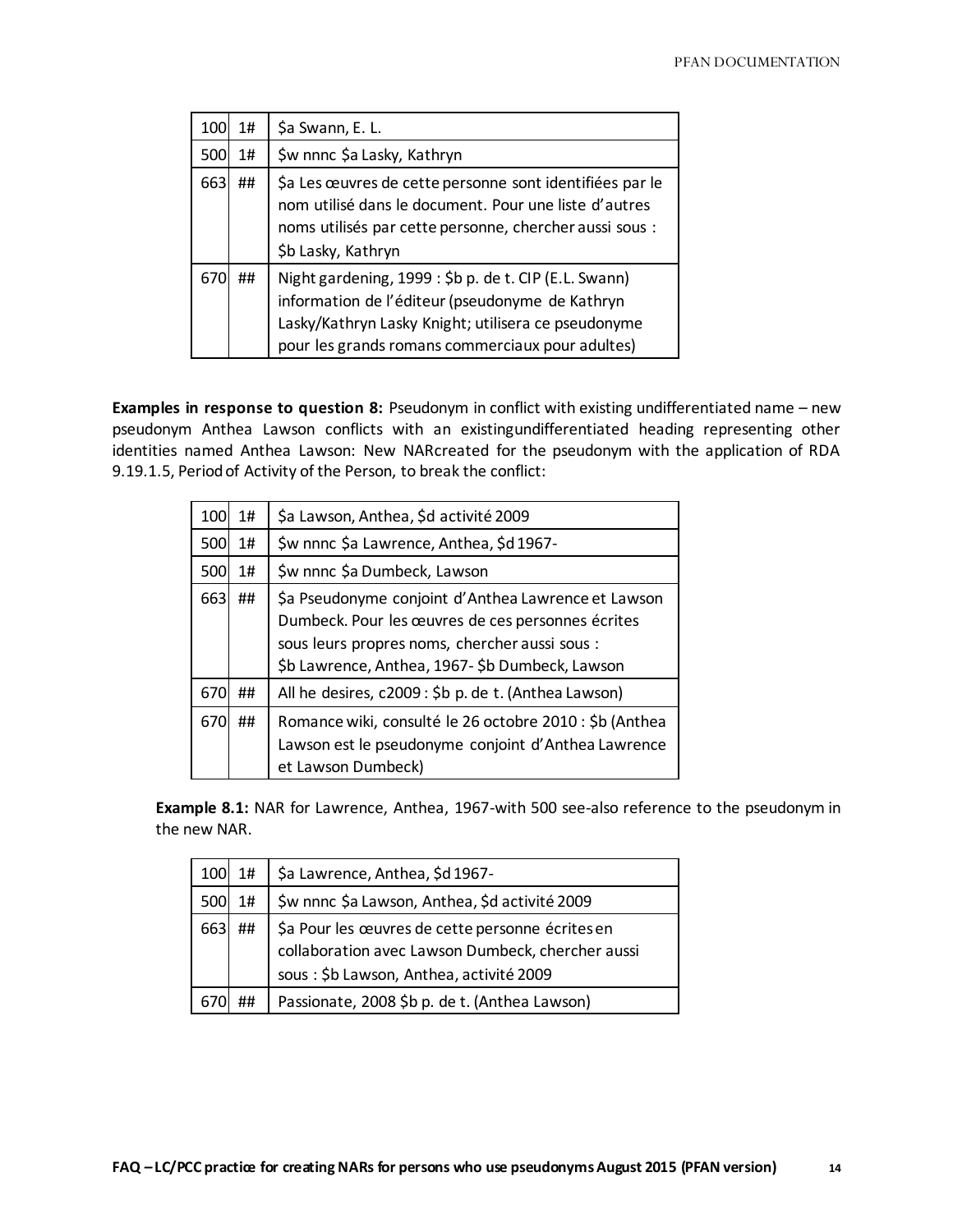| | | |
|---|---|---|
| 100 | 1# | $a Swann, E. L. |
| 500 | 1# | $w nnnc $a Lasky, Kathryn |
| 663 | ## | $a Les œuvres de cette personne sont identifiées par le nom utilisé dans le document. Pour une liste d'autres noms utilisés par cette personne, chercher aussi sous : $b Lasky, Kathryn |
| 670 | ## | Night gardening, 1999 : $b p. de t. CIP (E.L. Swann) information de l'éditeur (pseudonyme de Kathryn Lasky/Kathryn Lasky Knight; utilisera ce pseudonyme pour les grands romans commerciaux pour adultes) |

**Examples in response to question 8:** Pseudonym in conflict with existing undifferentiated name – new pseudonym Anthea Lawson conflicts with an existingundifferentiated heading representing other identities named Anthea Lawson: New NARcreated for the pseudonym with the application of RDA 9.19.1.5, Period of Activity of the Person, to break the conflict:

| | | |
|---|---|---|
| 100 | 1# | $a Lawson, Anthea, $d activité 2009 |
| 500 | 1# | $w nnnc $a Lawrence, Anthea, $d 1967- |
| 500 | 1# | $w nnnc $a Dumbeck, Lawson |
| 663 | ## | $a Pseudonyme conjoint d'Anthea Lawrence et Lawson Dumbeck. Pour les œuvres de ces personnes écrites sous leurs propres noms, chercher aussi sous : $b Lawrence, Anthea, 1967- $b Dumbeck, Lawson |
| 670 | ## | All he desires, c2009 : $b p. de t. (Anthea Lawson) |
| 670 | ## | Romance wiki, consulté le 26 octobre 2010 : $b (Anthea Lawson est le pseudonyme conjoint d'Anthea Lawrence et Lawson Dumbeck) |

**Example 8.1:** NAR for Lawrence, Anthea, 1967-with 500 see-also reference to the pseudonym in the new NAR.

| | | |
|---|---|---|
| 100 | 1# | $a Lawrence, Anthea, $d 1967- |
| 500 | 1# | $w nnnc $a Lawson, Anthea, $d activité 2009 |
| 663 | ## | $a Pour les œuvres de cette personne écrites en collaboration avec Lawson Dumbeck, chercher aussi sous : $b Lawson, Anthea, activité 2009 |
| 670 | ## | Passionate, 2008 $b p. de t. (Anthea Lawson) |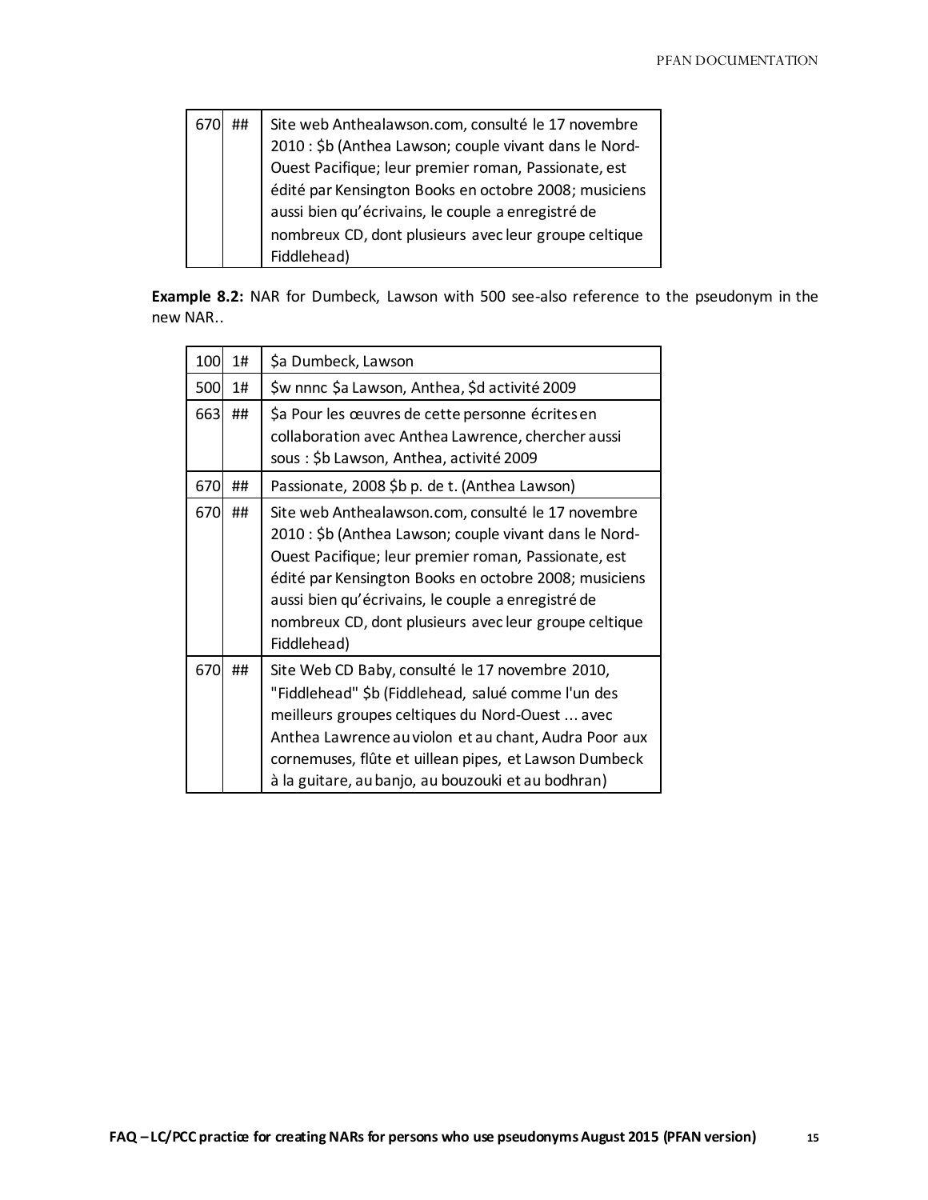| | | |
|---|---|---|
| 670 | ## | Site web Anthealawson.com, consulté le 17 novembre 2010 : $b (Anthea Lawson; couple vivant dans le Nord-Ouest Pacifique; leur premier roman, Passionate, est édité par Kensington Books en octobre 2008; musiciens aussi bien qu'écrivains, le couple a enregistré de nombreux CD, dont plusieurs avec leur groupe celtique Fiddlehead) |

**Example 8.2:** NAR for Dumbeck, Lawson with 500 see-also reference to the pseudonym in the new NAR..

| | | |
|---|---|---|
| 100 | 1# | $a Dumbeck, Lawson |
| 500 | 1# | $w nnnc $a Lawson, Anthea, $d activité 2009 |
| 663 | ## | $a Pour les œuvres de cette personne écrites en collaboration avec Anthea Lawrence, chercher aussi sous : $b Lawson, Anthea, activité 2009 |
| 670 | ## | Passionate, 2008 $b p. de t. (Anthea Lawson) |
| 670 | ## | Site web Anthealawson.com, consulté le 17 novembre 2010 : $b (Anthea Lawson; couple vivant dans le Nord-Ouest Pacifique; leur premier roman, Passionate, est édité par Kensington Books en octobre 2008; musiciens aussi bien qu'écrivains, le couple a enregistré de nombreux CD, dont plusieurs avec leur groupe celtique Fiddlehead) |
| 670 | ## | Site Web CD Baby, consulté le 17 novembre 2010, "Fiddlehead" $b (Fiddlehead, salué comme l'un des meilleurs groupes celtiques du Nord-Ouest ... avec Anthea Lawrence au violon et au chant, Audra Poor aux cornemuses, flûte et uillean pipes, et Lawson Dumbeck à la guitare, au banjo, au bouzouki et au bodhran) |